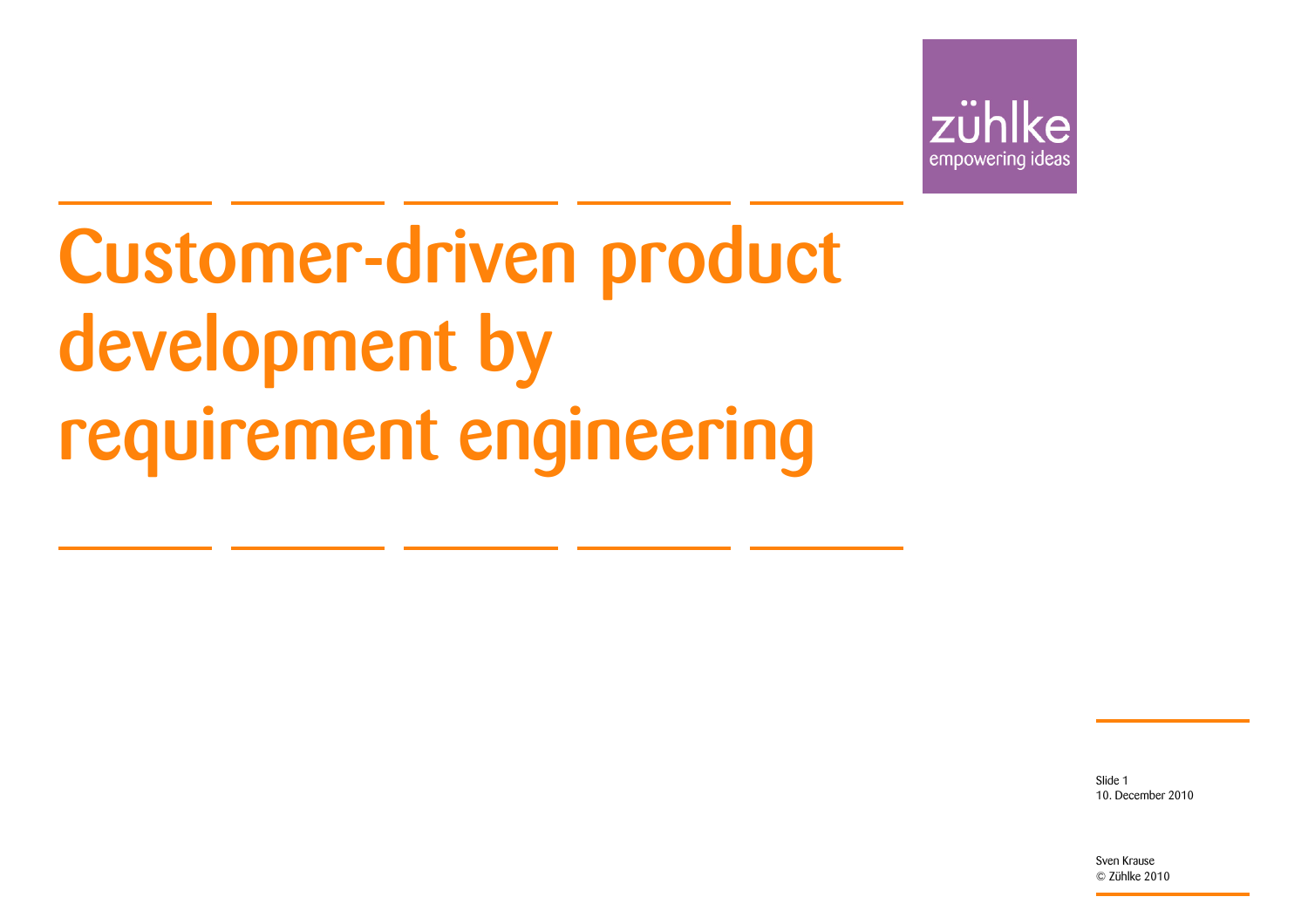zühlke
empowering ideas

# Customer-driven product development by requirement engineering

Slide 1
10. December 2010

Sven Krause
© Zühlke 2010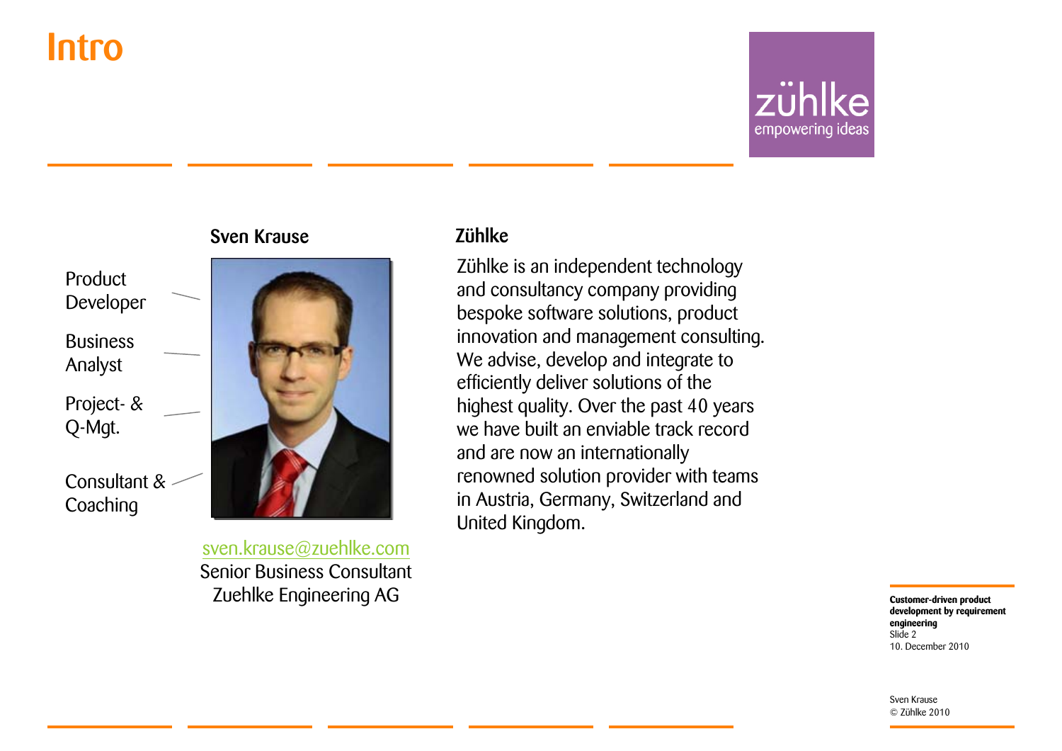# Intro

zühlke
empowering ideas

## Sven Krause

- Product Developer
- Business Analyst
- Project- & Q-Mgt.
- Consultant & Coaching

sven.krause@zuehlke.com
Senior Business Consultant
Zuehlke Engineering AG

## Zühlke

Zühlke is an independent technology and consultancy company providing bespoke software solutions, product innovation and management consulting. We advise, develop and integrate to efficiently deliver solutions of the highest quality. Over the past 40 years we have built an enviable track record and are now an internationally renowned solution provider with teams in Austria, Germany, Switzerland and United Kingdom.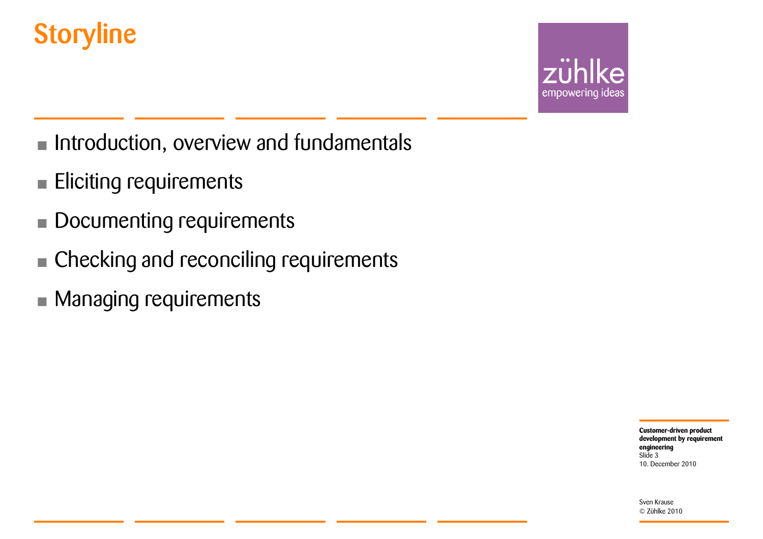# Storyline

- Introduction, overview and fundamentals
- Eliciting requirements
- Documenting requirements
- Checking and reconciling requirements
- Managing requirements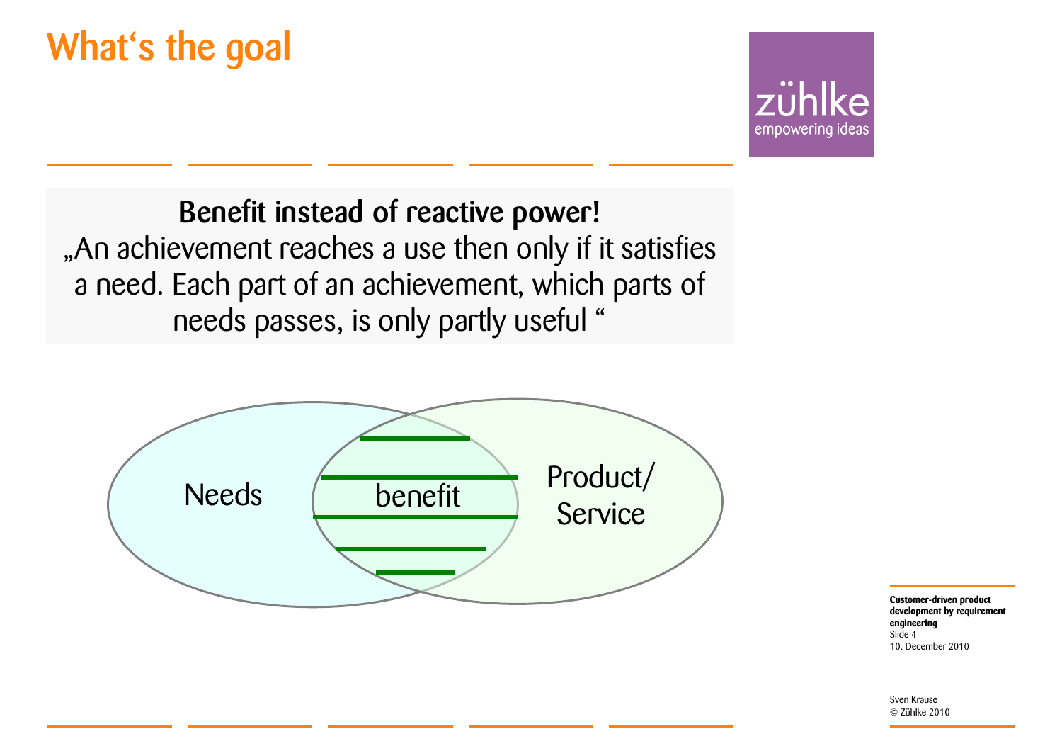# What's the goal

**Benefit instead of reactive power!**

„An achievement reaches a use then only if it satisfies a need. Each part of an achievement, which parts of needs passes, is only partly useful "

Needs

benefit

Product/ Service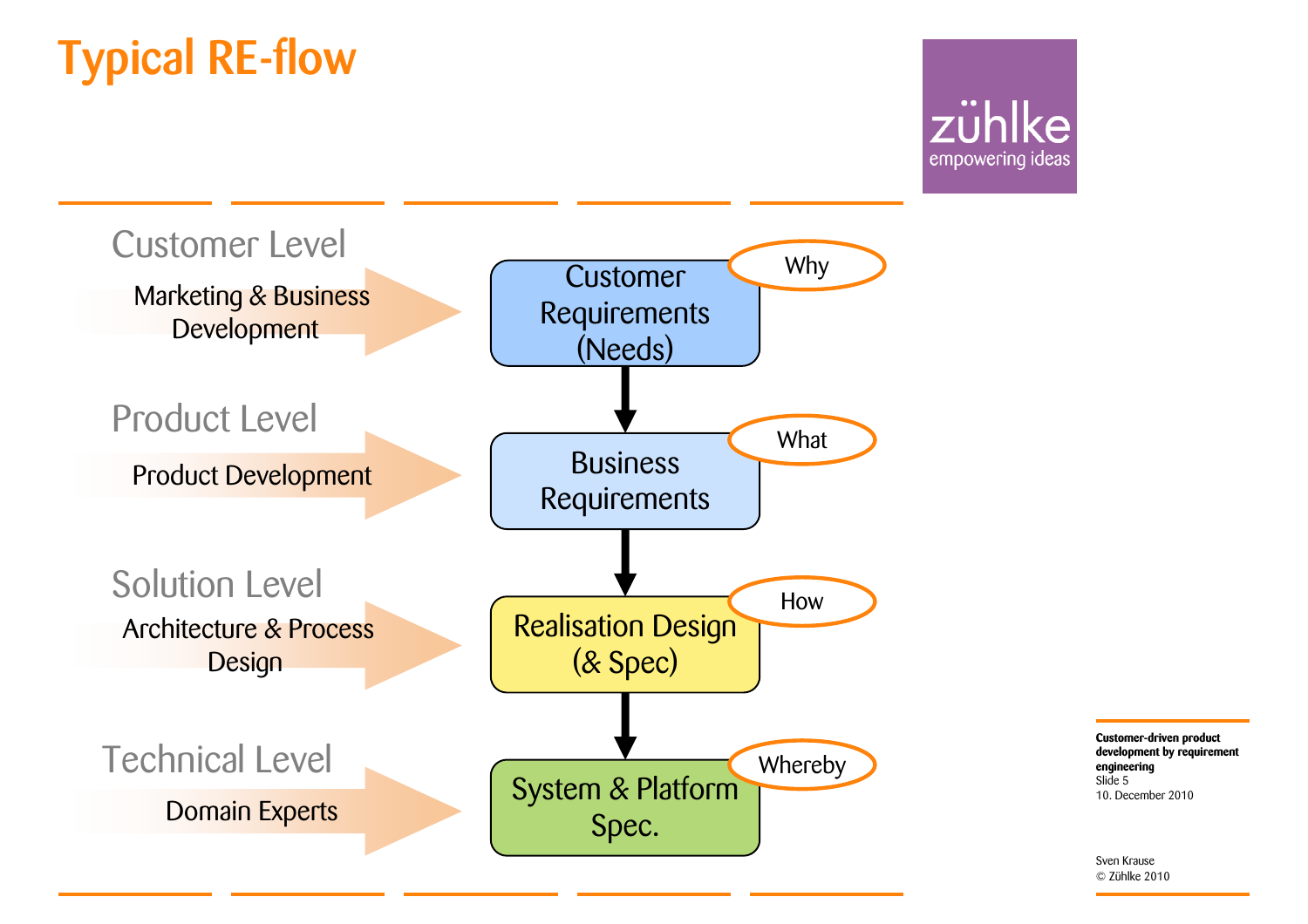# Typical RE-flow

| Level | Activity | Artifact | Question |
|---|---|---|---|
| Customer Level | Marketing & Business Development | Customer Requirements (Needs) | Why |
| Product Level | Product Development | Business Requirements | What |
| Solution Level | Architecture & Process Design | Realisation Design (& Spec) | How |
| Technical Level | Domain Experts | System & Platform Spec. | Whereby |

Customer Requirements (Needs) → Business Requirements → Realisation Design (& Spec) → System & Platform Spec.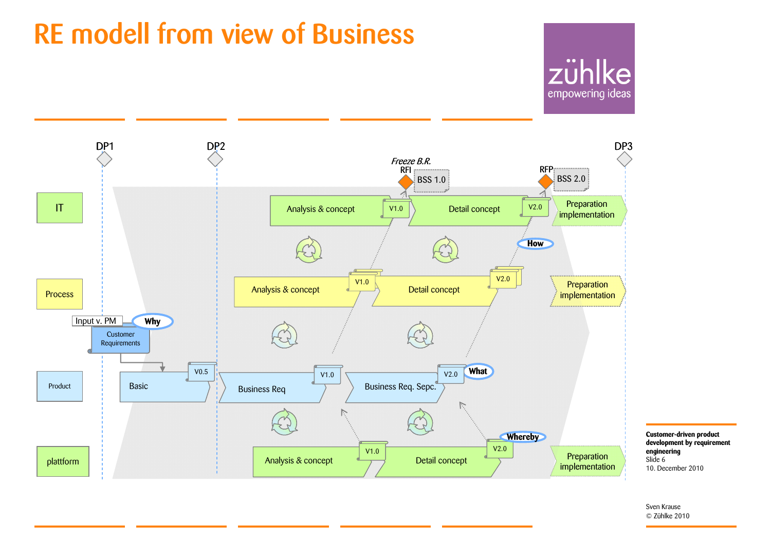# RE modell from view of Business

DP1 DP2 DP3

Freeze B.R.

RFI — BSS 1.0

RFP — BSS 2.0

**IT**: Analysis & concept (V1.0) → Detail concept (V2.0) → Preparation implementation

How

**Process**: Analysis & concept (V1.0) → Detail concept (V2.0) → Preparation implementation

Input v. PM

Why

Customer Requirements

**Product**: Basic (V0.5) → Business Req (V1.0) → Business Req. Sepc. (V2.0)

What

Whereby

**plattform**: Analysis & concept (V1.0) → Detail concept (V2.0) → Preparation implementation

**Customer-driven product development by requirement engineering**

Slide 6

10. December 2010

Sven Krause

© Zühlke 2010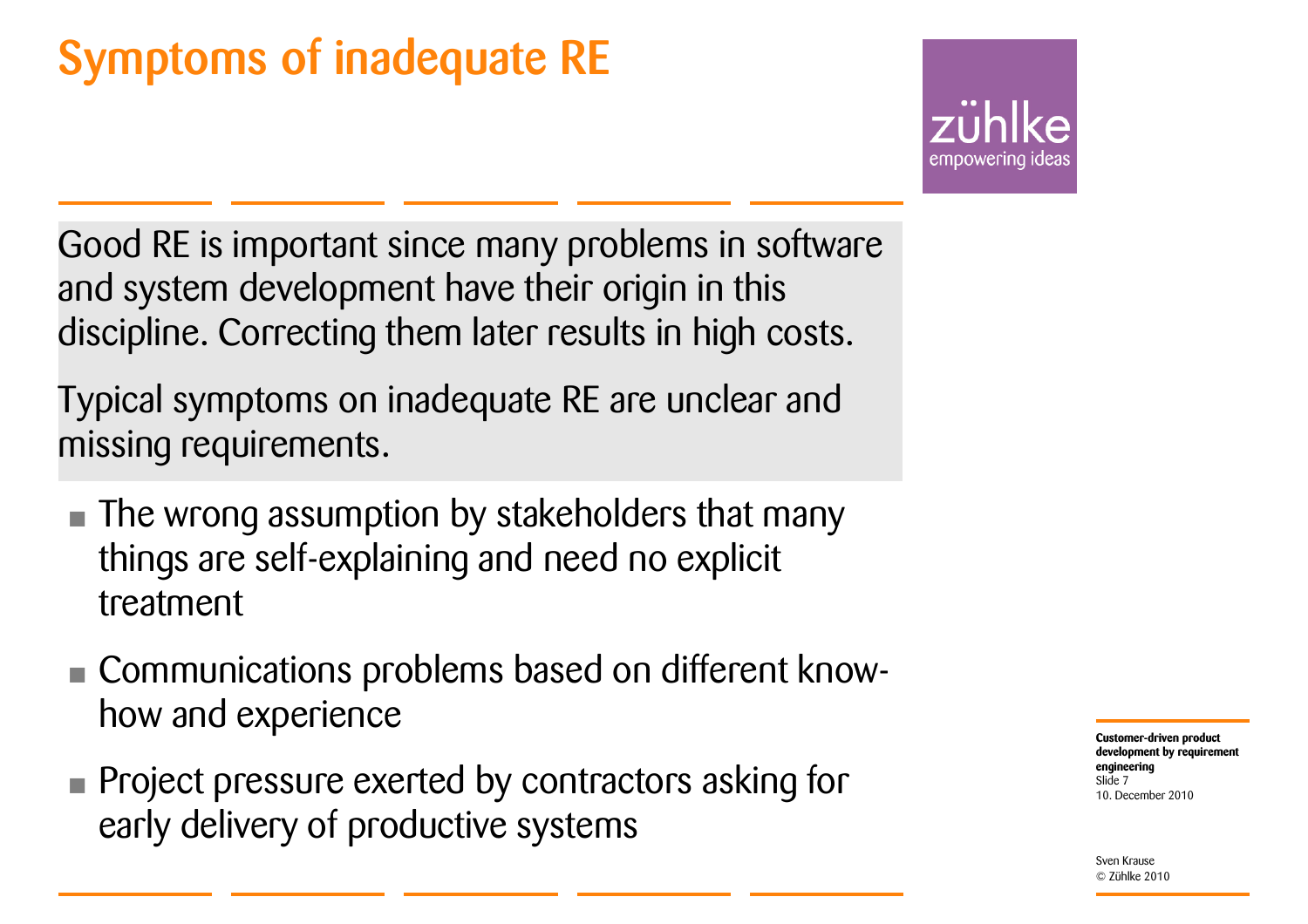# Symptoms of inadequate RE

Good RE is important since many problems in software and system development have their origin in this discipline. Correcting them later results in high costs.

Typical symptoms on inadequate RE are unclear and missing requirements.

- The wrong assumption by stakeholders that many things are self-explaining and need no explicit treatment
- Communications problems based on different know-how and experience
- Project pressure exerted by contractors asking for early delivery of productive systems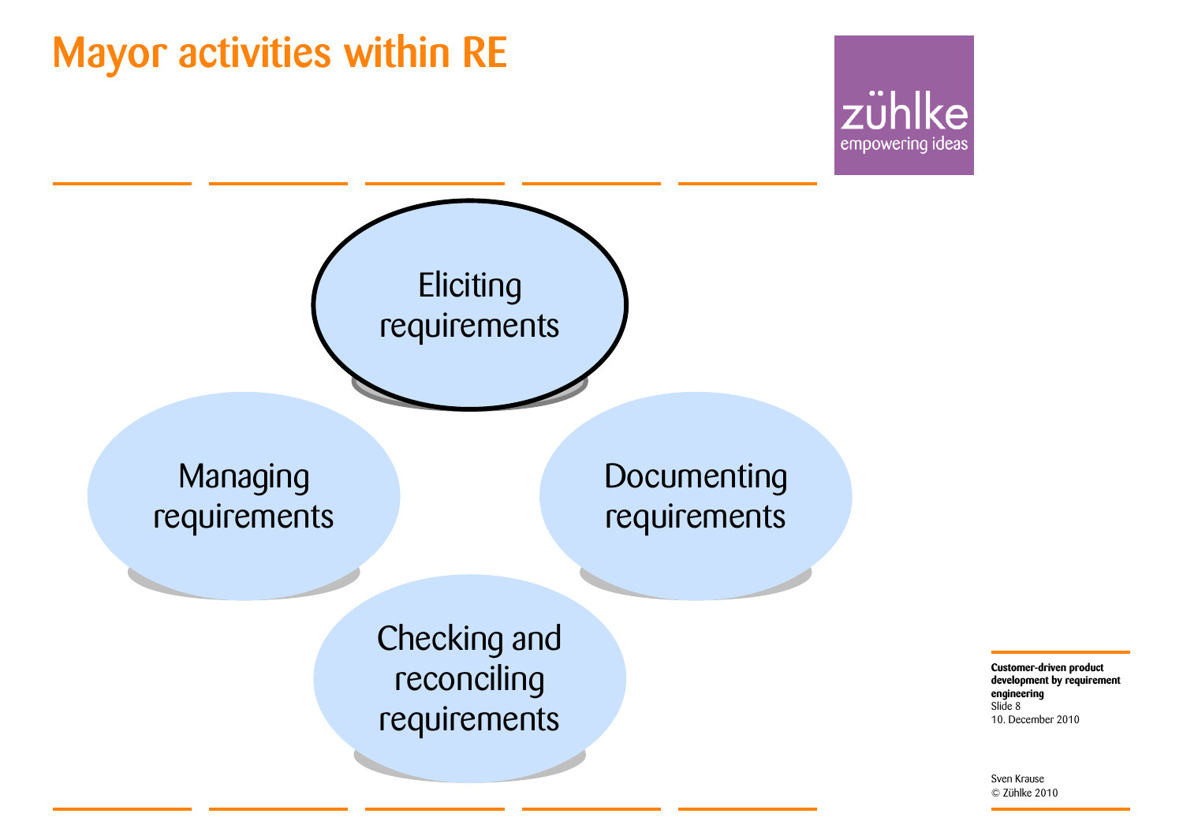# Mayor activities within RE

- Eliciting requirements
- Documenting requirements
- Checking and reconciling requirements
- Managing requirements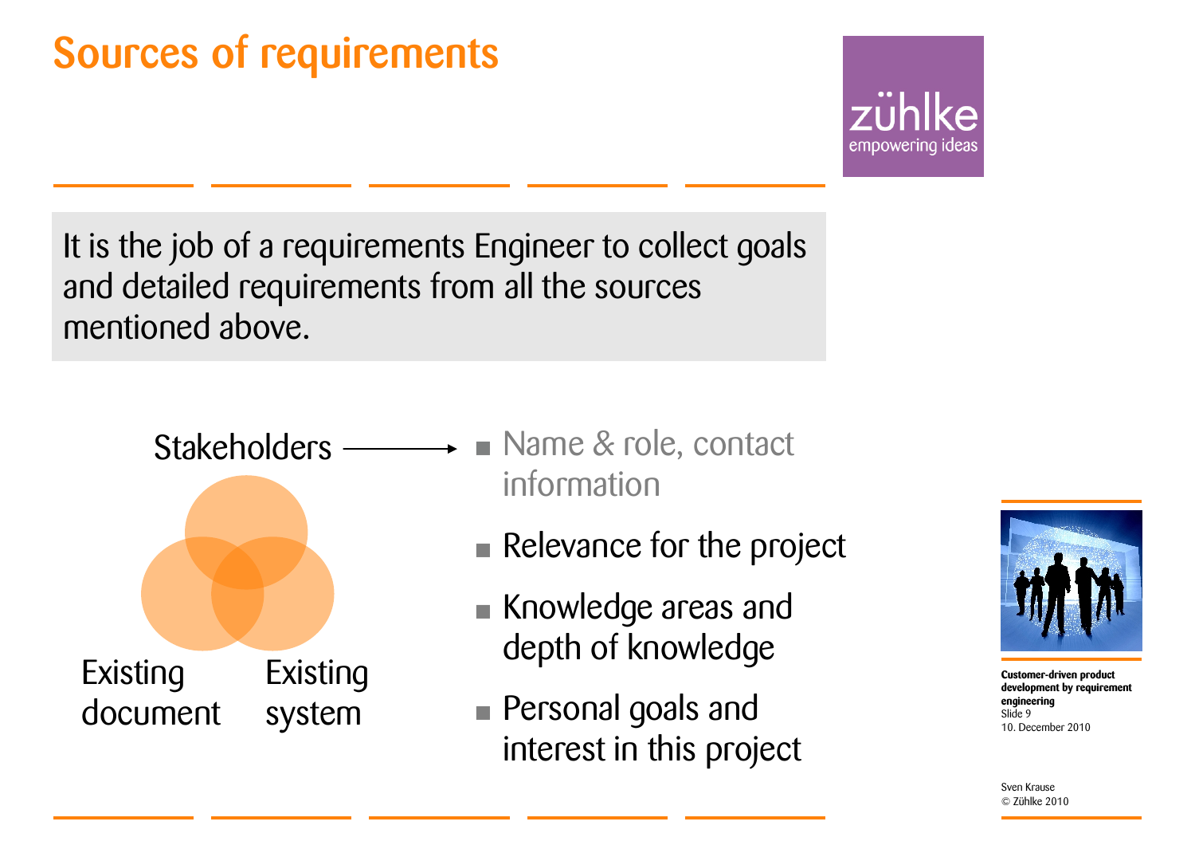# Sources of requirements

It is the job of a requirements Engineer to collect goals and detailed requirements from all the sources mentioned above.

Stakeholders → 

- Name & role, contact information
- Relevance for the project
- Knowledge areas and depth of knowledge
- Personal goals and interest in this project

Existing document

Existing system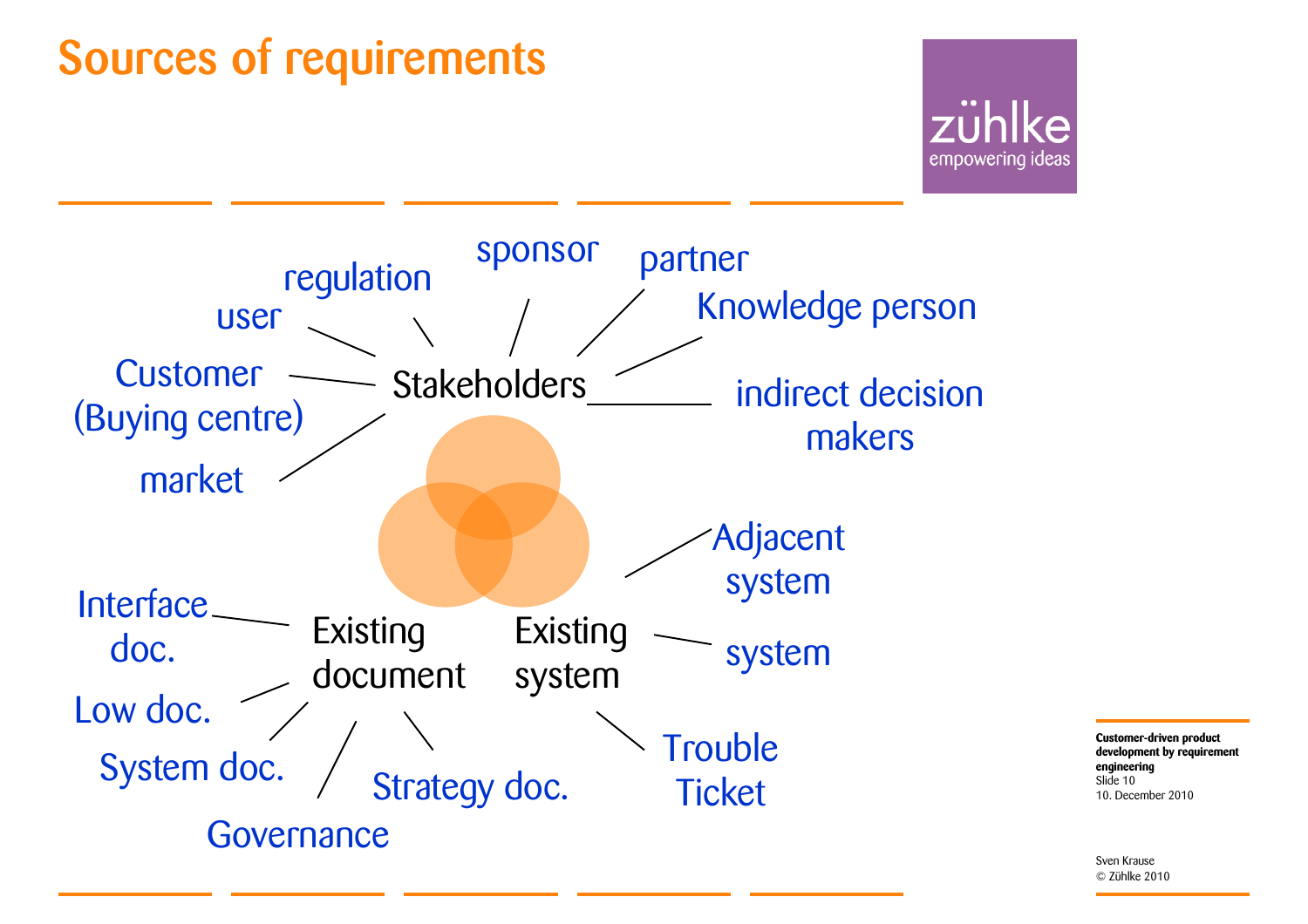# Sources of requirements

**Stakeholders**
- user
- regulation
- sponsor
- partner
- Knowledge person
- Customer (Buying centre)
- indirect decision makers
- market

**Existing document**
- Interface doc.
- Low doc.
- System doc.
- Governance
- Strategy doc.

**Existing system**
- Adjacent system
- system
- Trouble Ticket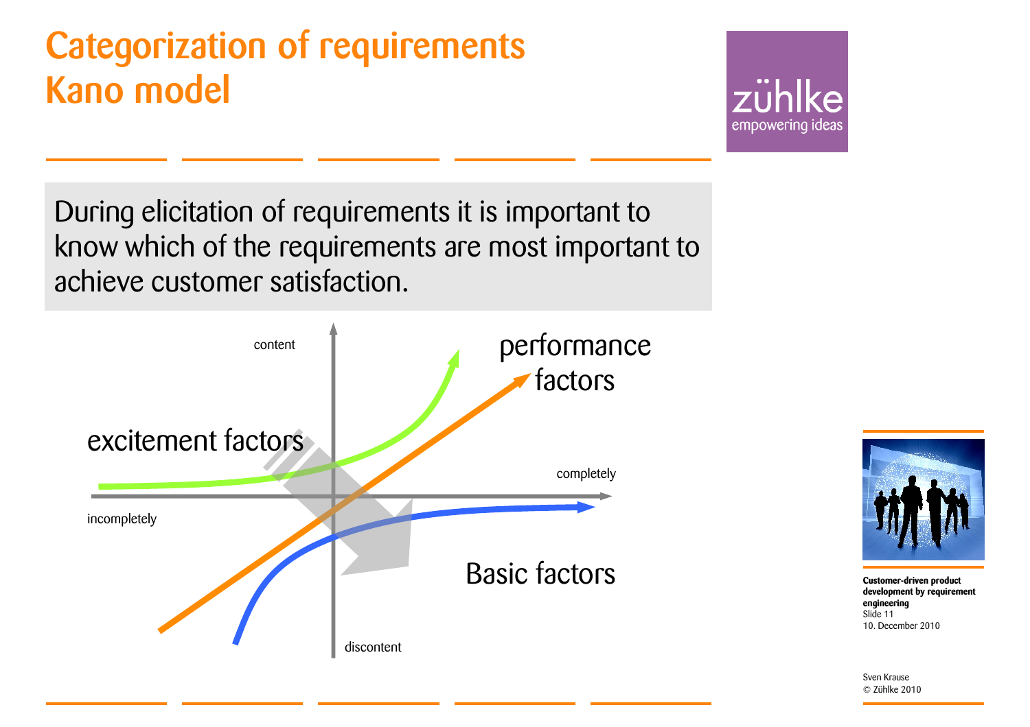# Categorization of requirements
# Kano model

During elicitation of requirements it is important to know which of the requirements are most important to achieve customer satisfaction.

content

performance factors

excitement factors

completely

incompletely

Basic factors

discontent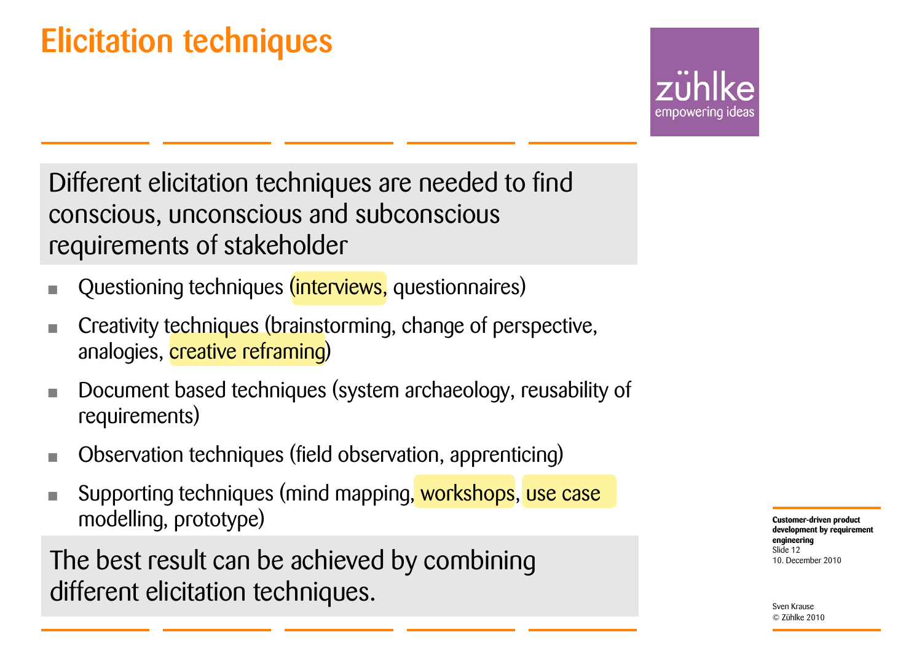# Elicitation techniques

Different elicitation techniques are needed to find conscious, unconscious and subconscious requirements of stakeholder

- Questioning techniques (interviews, questionnaires)
- Creativity techniques (brainstorming, change of perspective, analogies, creative reframing)
- Document based techniques (system archaeology, reusability of requirements)
- Observation techniques (field observation, apprenticing)
- Supporting techniques (mind mapping, workshops, use case modelling, prototype)

The best result can be achieved by combining different elicitation techniques.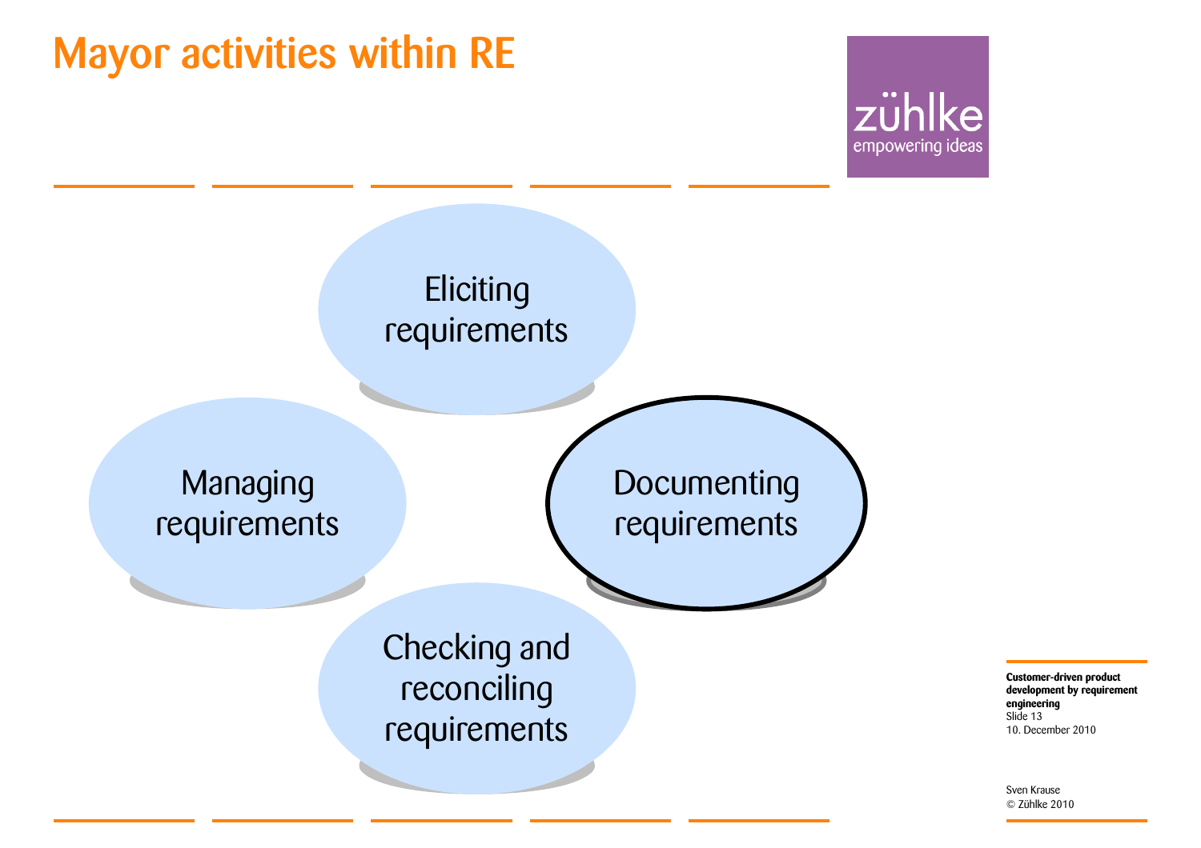# Mayor activities within RE

- Eliciting requirements
- Documenting requirements
- Checking and reconciling requirements
- Managing requirements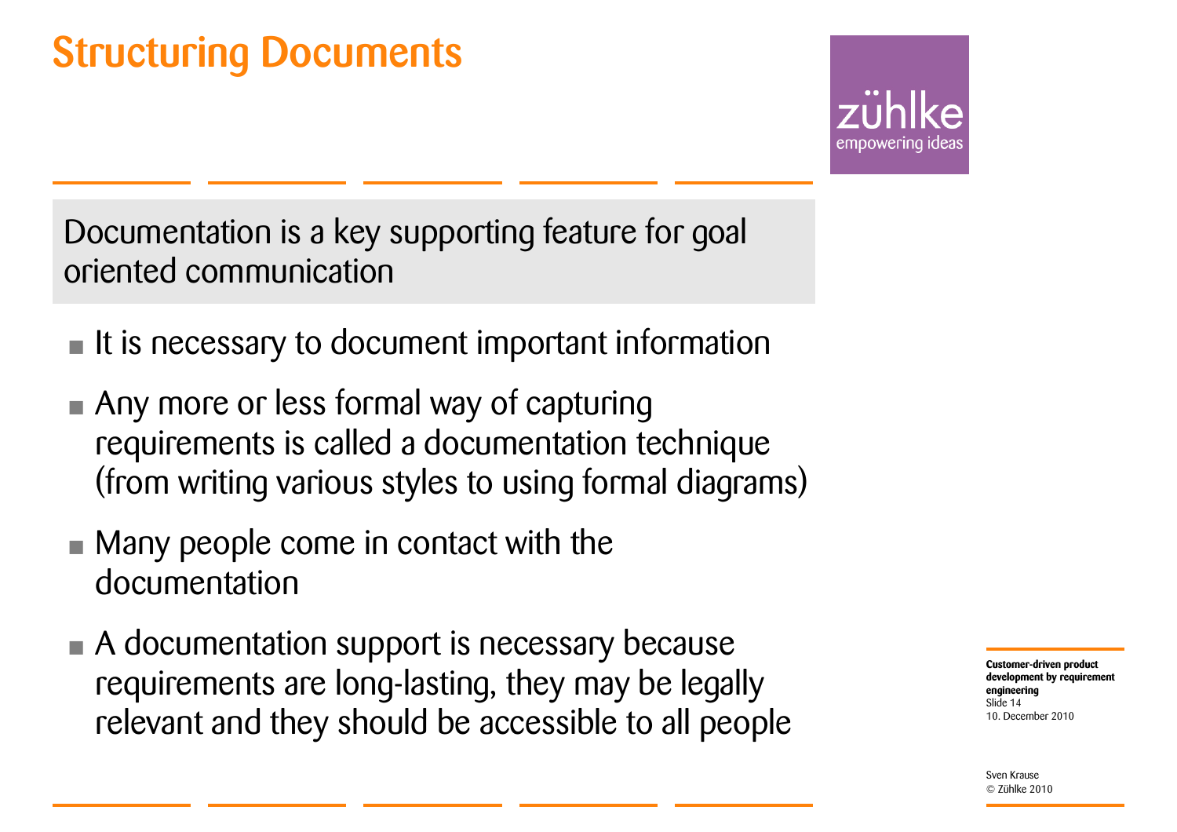# Structuring Documents

Documentation is a key supporting feature for goal oriented communication

- It is necessary to document important information
- Any more or less formal way of capturing requirements is called a documentation technique (from writing various styles to using formal diagrams)
- Many people come in contact with the documentation
- A documentation support is necessary because requirements are long-lasting, they may be legally relevant and they should be accessible to all people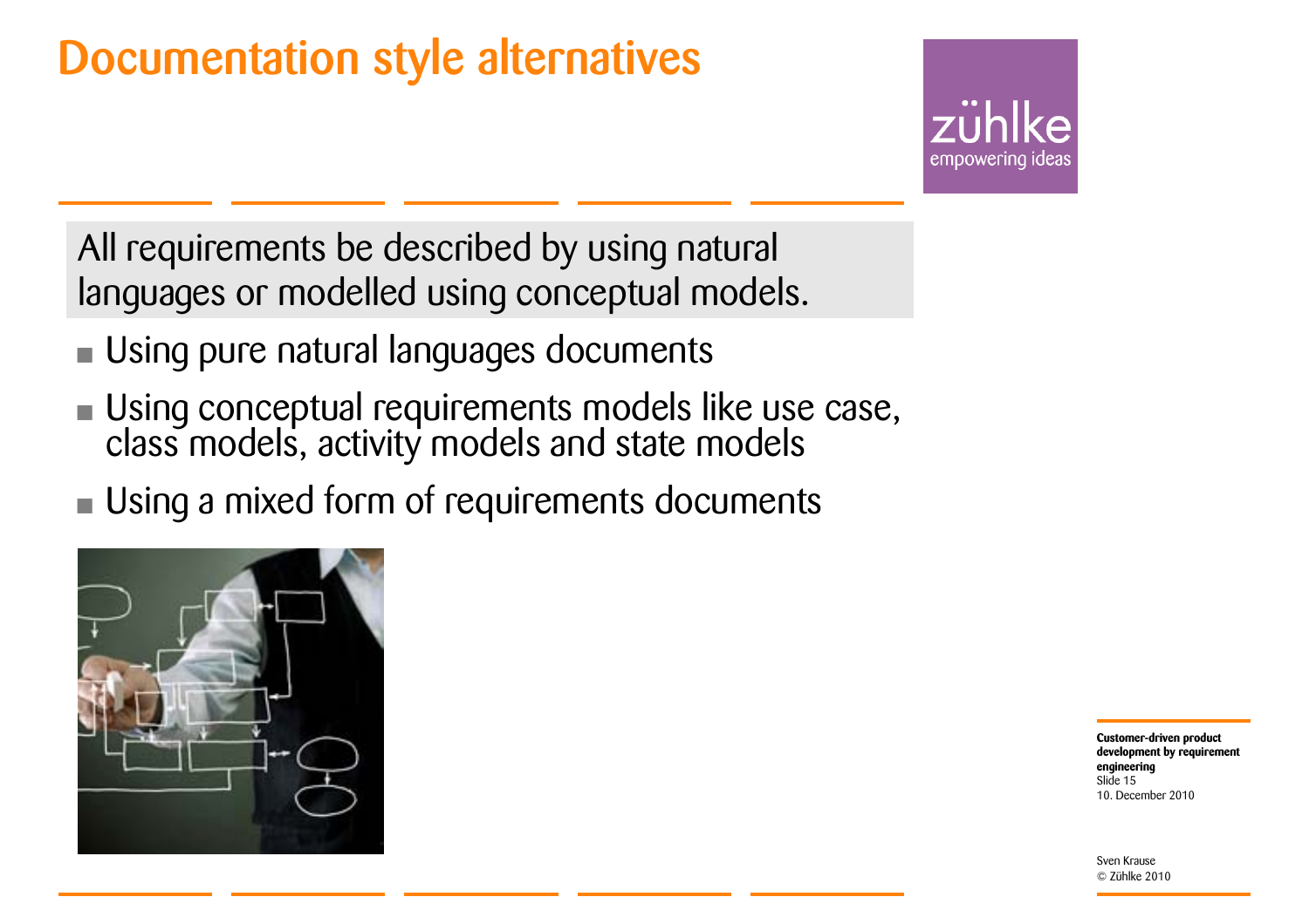# Documentation style alternatives

All requirements be described by using natural languages or modelled using conceptual models.

- Using pure natural languages documents
- Using conceptual requirements models like use case, class models, activity models and state models
- Using a mixed form of requirements documents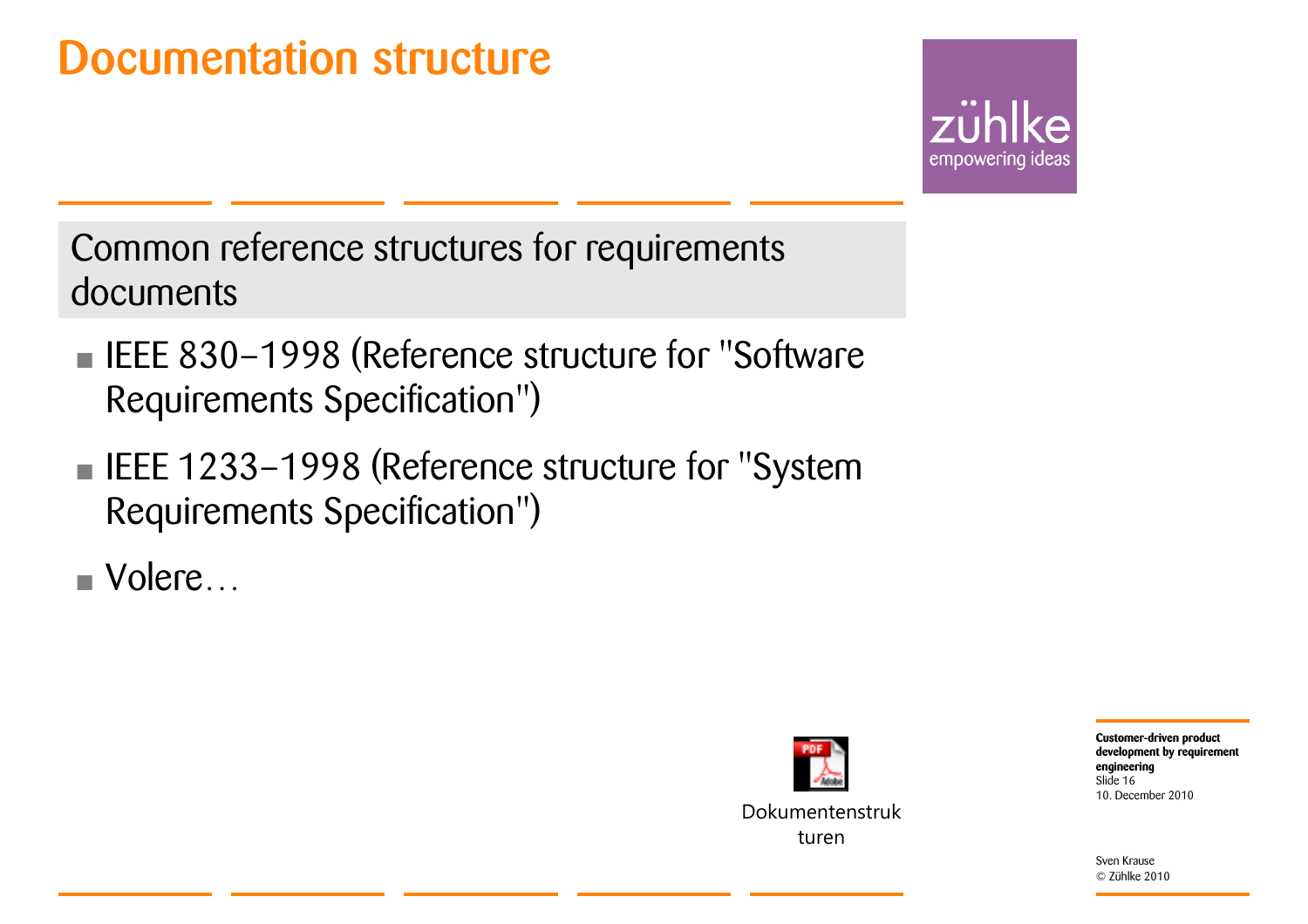# Documentation structure

## Common reference structures for requirements documents

- IEEE 830-1998 (Reference structure for "Software Requirements Specification")
- IEEE 1233-1998 (Reference structure for "System Requirements Specification")
- Volere…

Dokumentenstrukturen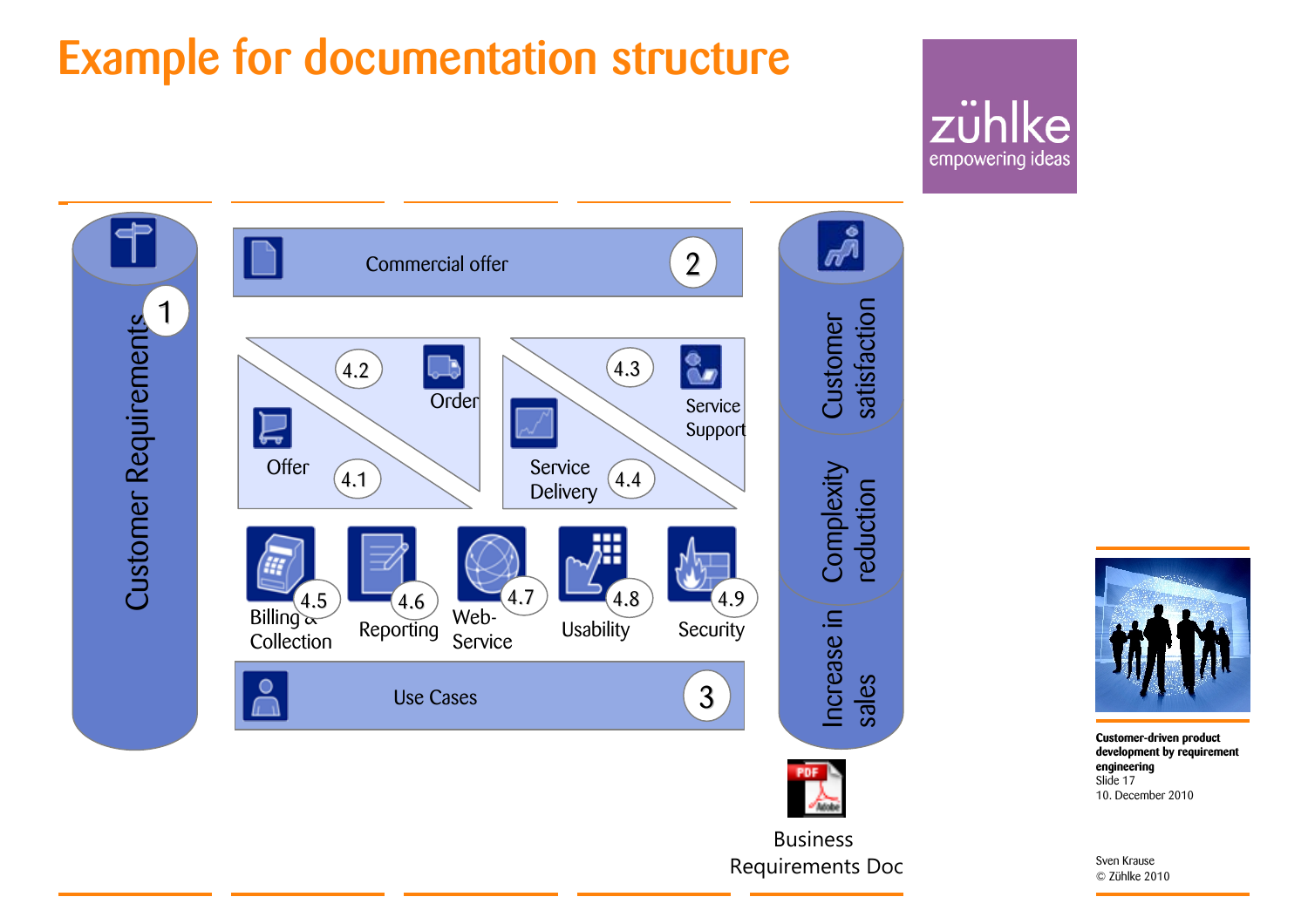# Example for documentation structure

1. Customer Requirements

2. Commercial offer

4.1 Offer
4.2 Order
4.3 Service Support
4.4 Service Delivery
4.5 Billing & Collection
4.6 Reporting
4.7 Web-Service
4.8 Usability
4.9 Security

3. Use Cases

Customer satisfaction

Complexity reduction

Increase in sales

Business Requirements Doc

**Customer-driven product development by requirement engineering**
Slide 17
10. December 2010

Sven Krause
© Zühlke 2010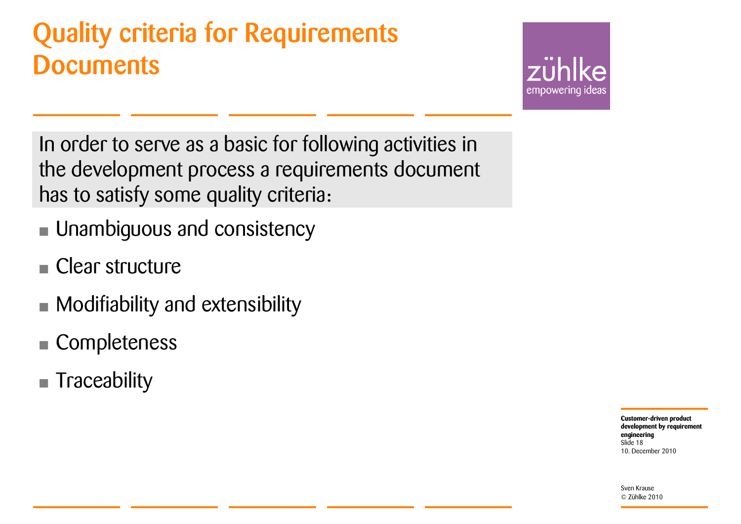# Quality criteria for Requirements Documents

In order to serve as a basic for following activities in the development process a requirements document has to satisfy some quality criteria:

- Unambiguous and consistency
- Clear structure
- Modifiability and extensibility
- Completeness
- Traceability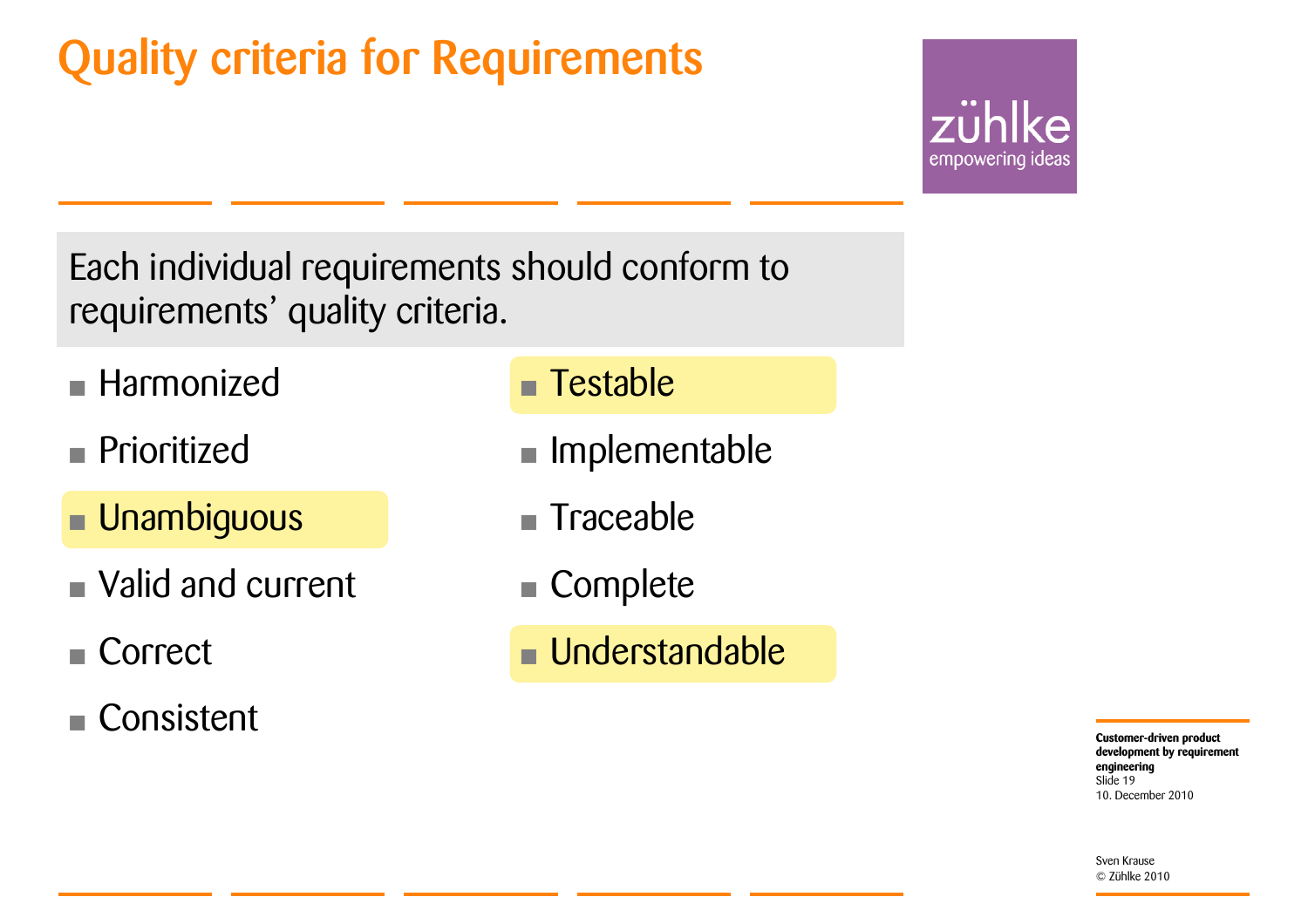# Quality criteria for Requirements

Each individual requirements should conform to requirements' quality criteria.

- Harmonized
- Prioritized
- Unambiguous
- Valid and current
- Correct
- Consistent
- Testable
- Implementable
- Traceable
- Complete
- Understandable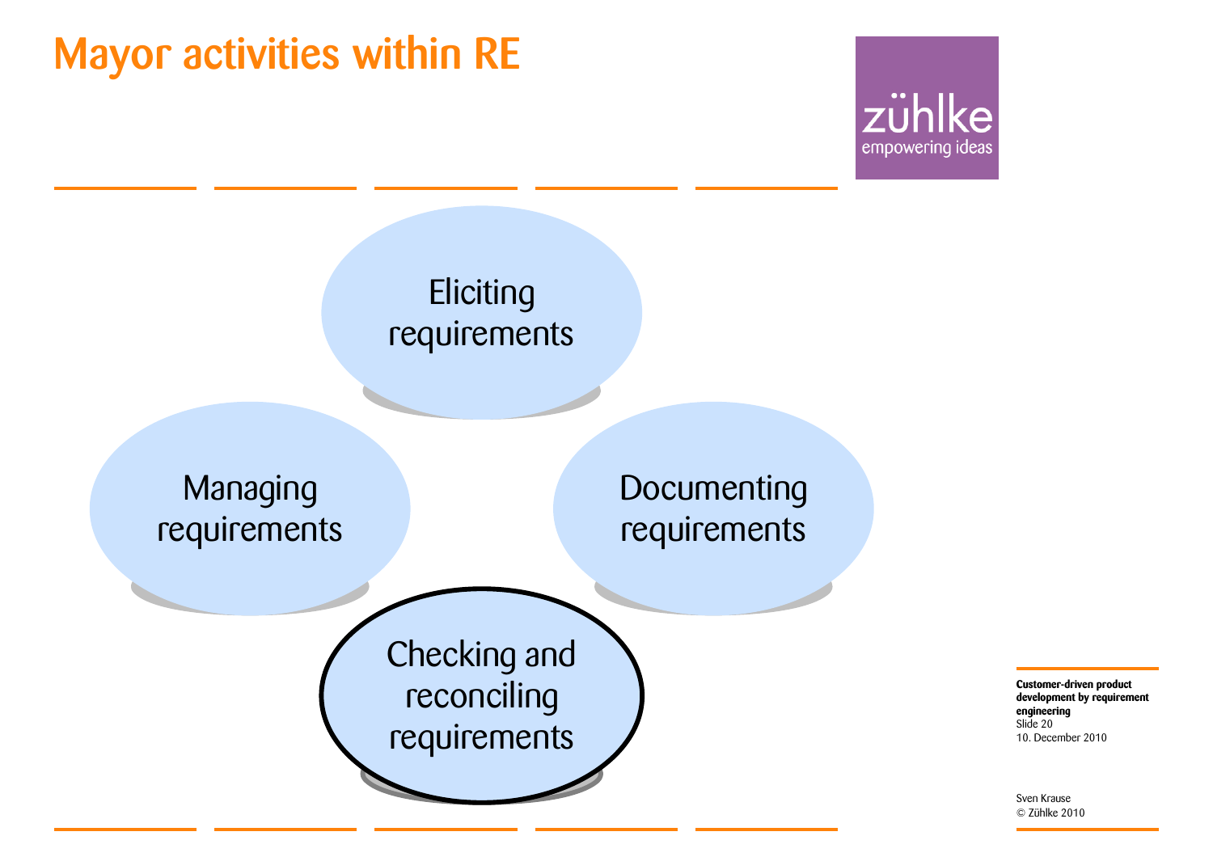# Mayor activities within RE

- Eliciting requirements
- Documenting requirements
- Checking and reconciling requirements
- Managing requirements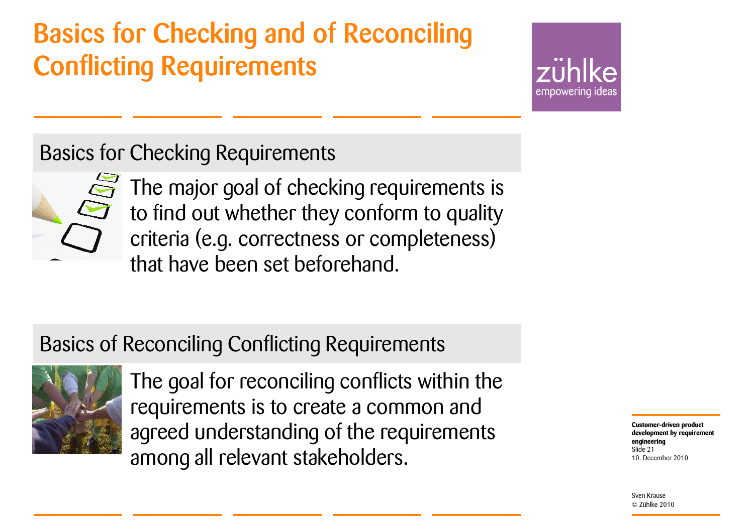# Basics for Checking and of Reconciling Conflicting Requirements

## Basics for Checking Requirements

The major goal of checking requirements is to find out whether they conform to quality criteria (e.g. correctness or completeness) that have been set beforehand.

## Basics of Reconciling Conflicting Requirements

The goal for reconciling conflicts within the requirements is to create a common and agreed understanding of the requirements among all relevant stakeholders.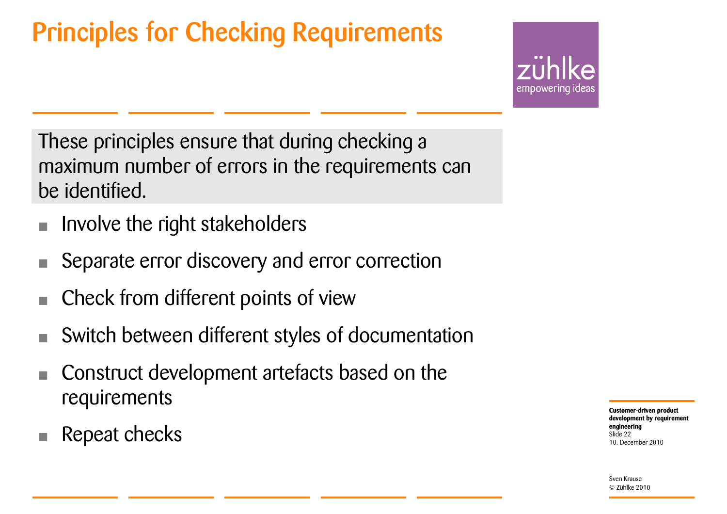# Principles for Checking Requirements

These principles ensure that during checking a maximum number of errors in the requirements can be identified.

- Involve the right stakeholders
- Separate error discovery and error correction
- Check from different points of view
- Switch between different styles of documentation
- Construct development artefacts based on the requirements
- Repeat checks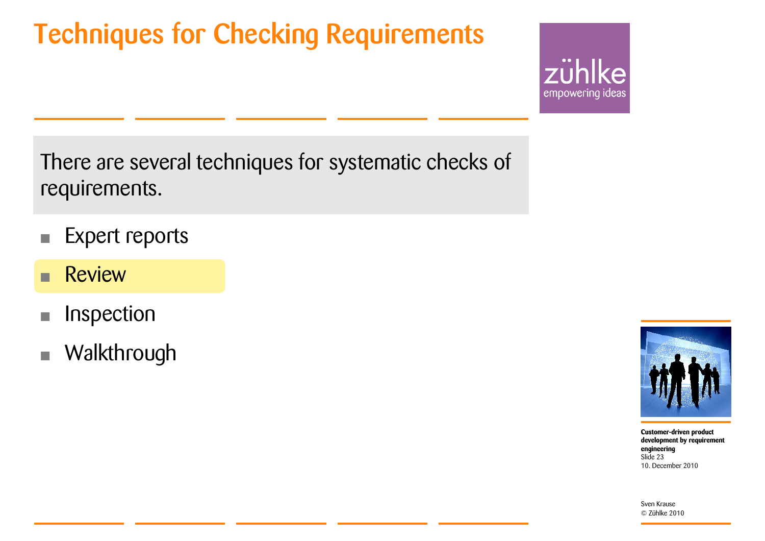# Techniques for Checking Requirements

There are several techniques for systematic checks of requirements.

- Expert reports
- Review
- Inspection
- Walkthrough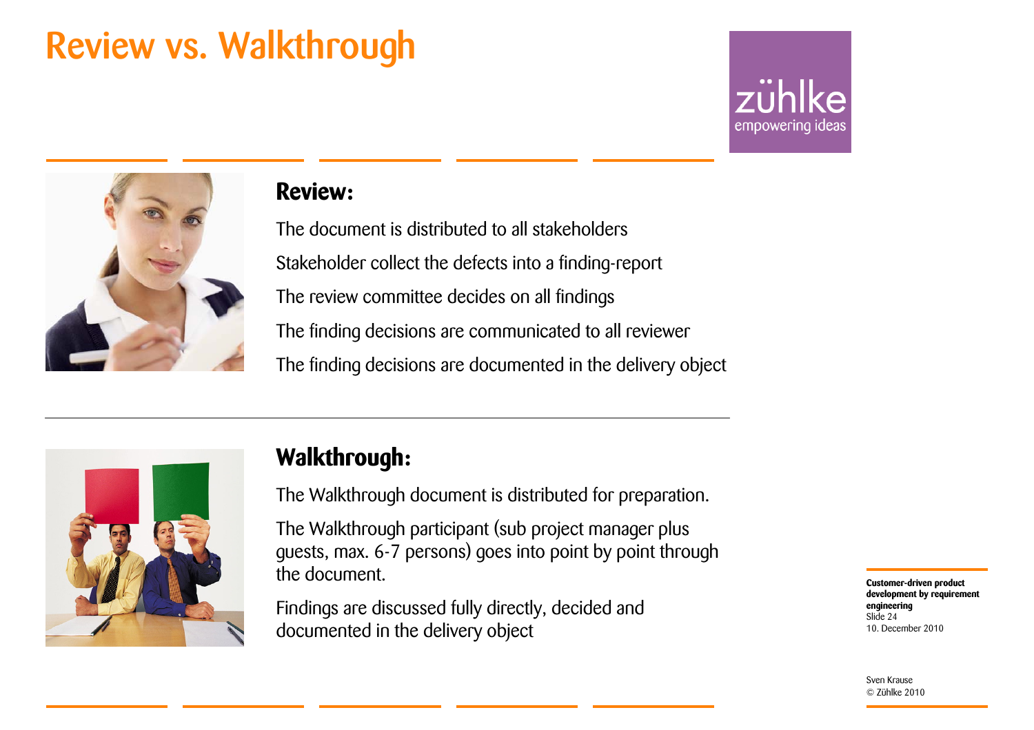# Review vs. Walkthrough

## Review:

The document is distributed to all stakeholders

Stakeholder collect the defects into a finding-report

The review committee decides on all findings

The finding decisions are communicated to all reviewer

The finding decisions are documented in the delivery object

## Walkthrough:

The Walkthrough document is distributed for preparation.

The Walkthrough participant (sub project manager plus guests, max. 6-7 persons) goes into point by point through the document.

Findings are discussed fully directly, decided and documented in the delivery object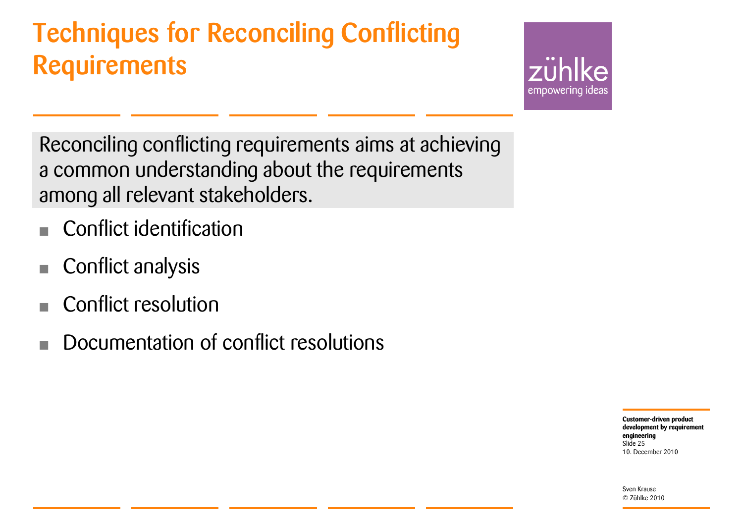# Techniques for Reconciling Conflicting Requirements

Reconciling conflicting requirements aims at achieving a common understanding about the requirements among all relevant stakeholders.

- Conflict identification
- Conflict analysis
- Conflict resolution
- Documentation of conflict resolutions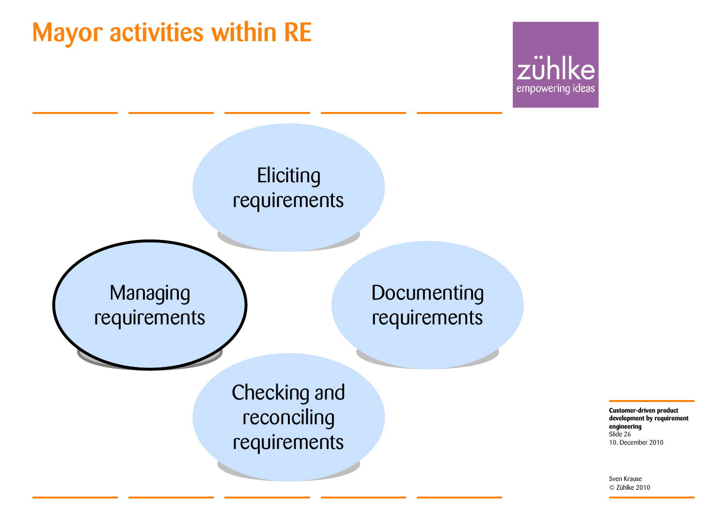# Mayor activities within RE

- Eliciting requirements
- Documenting requirements
- Checking and reconciling requirements
- Managing requirements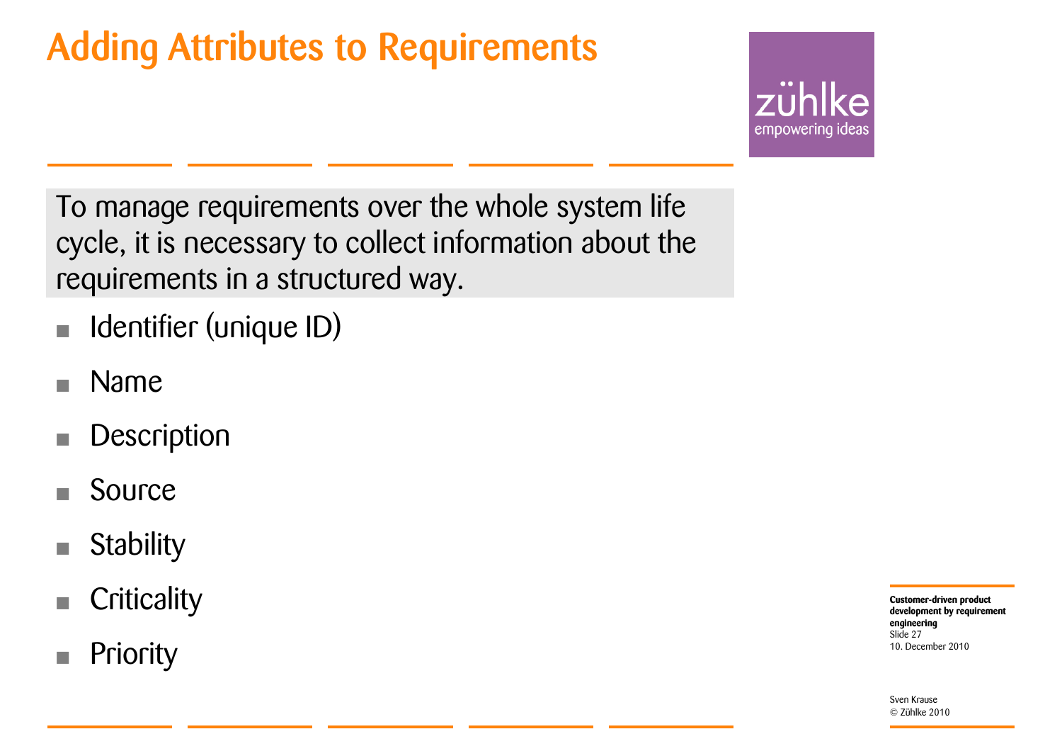# Adding Attributes to Requirements

To manage requirements over the whole system life cycle, it is necessary to collect information about the requirements in a structured way.

- Identifier (unique ID)
- Name
- Description
- Source
- Stability
- Criticality
- Priority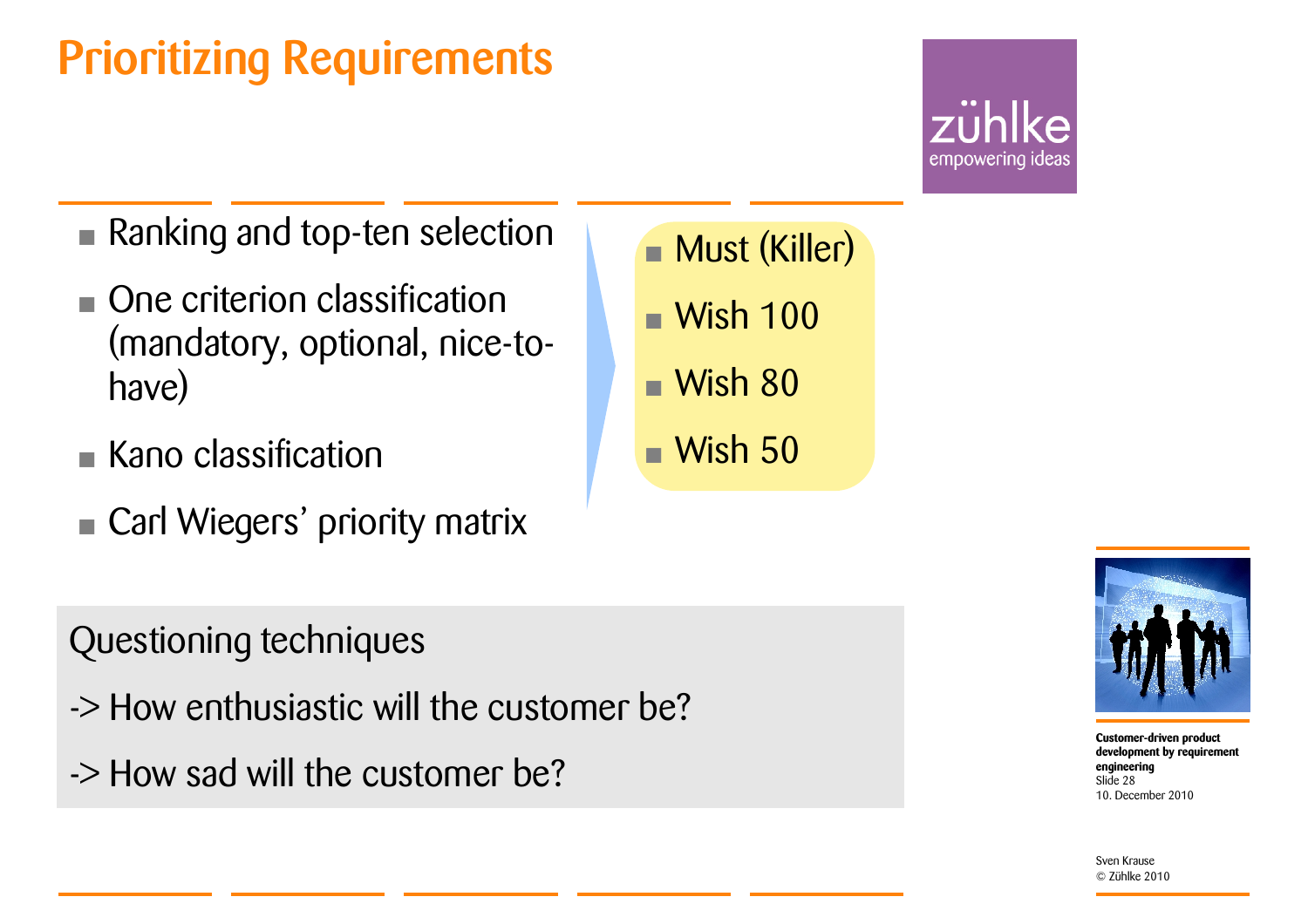# Prioritizing Requirements

- Ranking and top-ten selection
- One criterion classification (mandatory, optional, nice-to-have)
- Kano classification
- Carl Wiegers' priority matrix

- Must (Killer)
- Wish 100
- Wish 80
- Wish 50

Questioning techniques

-> How enthusiastic will the customer be?

-> How sad will the customer be?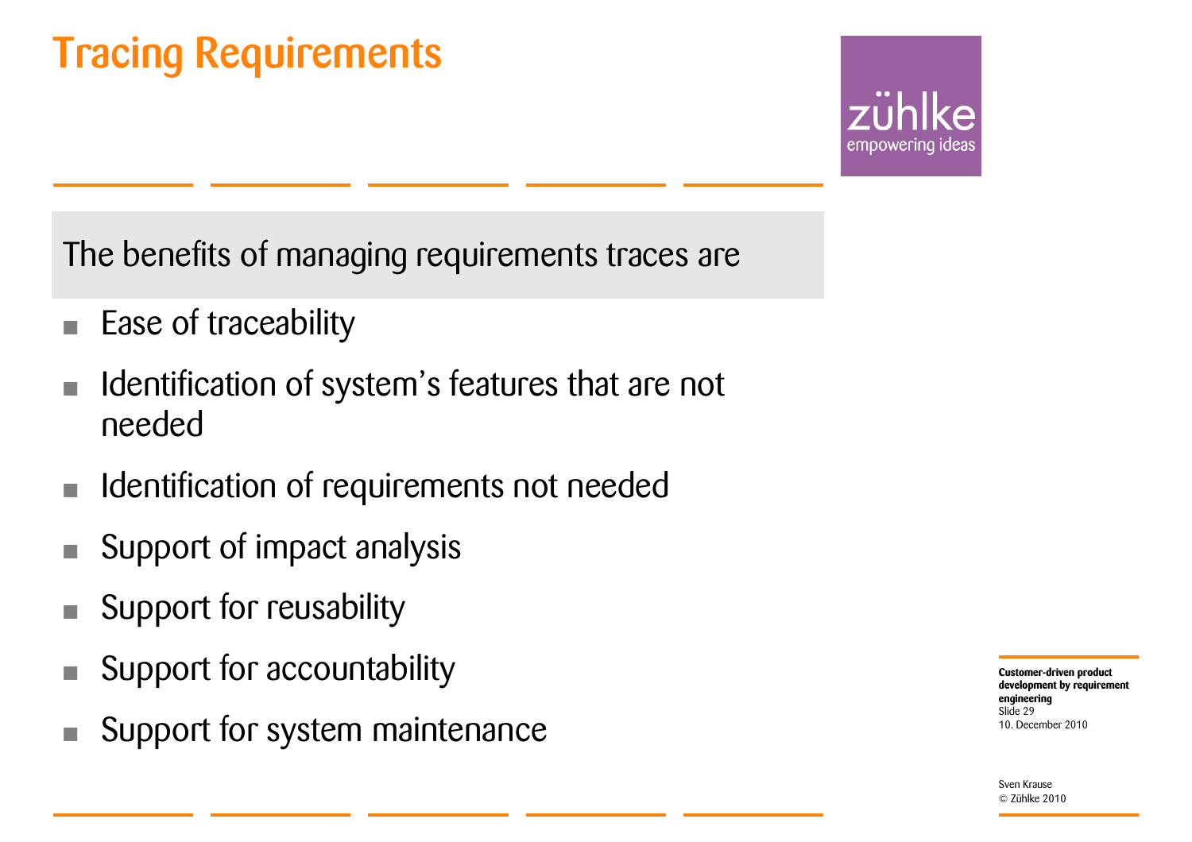# Tracing Requirements

The benefits of managing requirements traces are

- Ease of traceability
- Identification of system's features that are not needed
- Identification of requirements not needed
- Support of impact analysis
- Support for reusability
- Support for accountability
- Support for system maintenance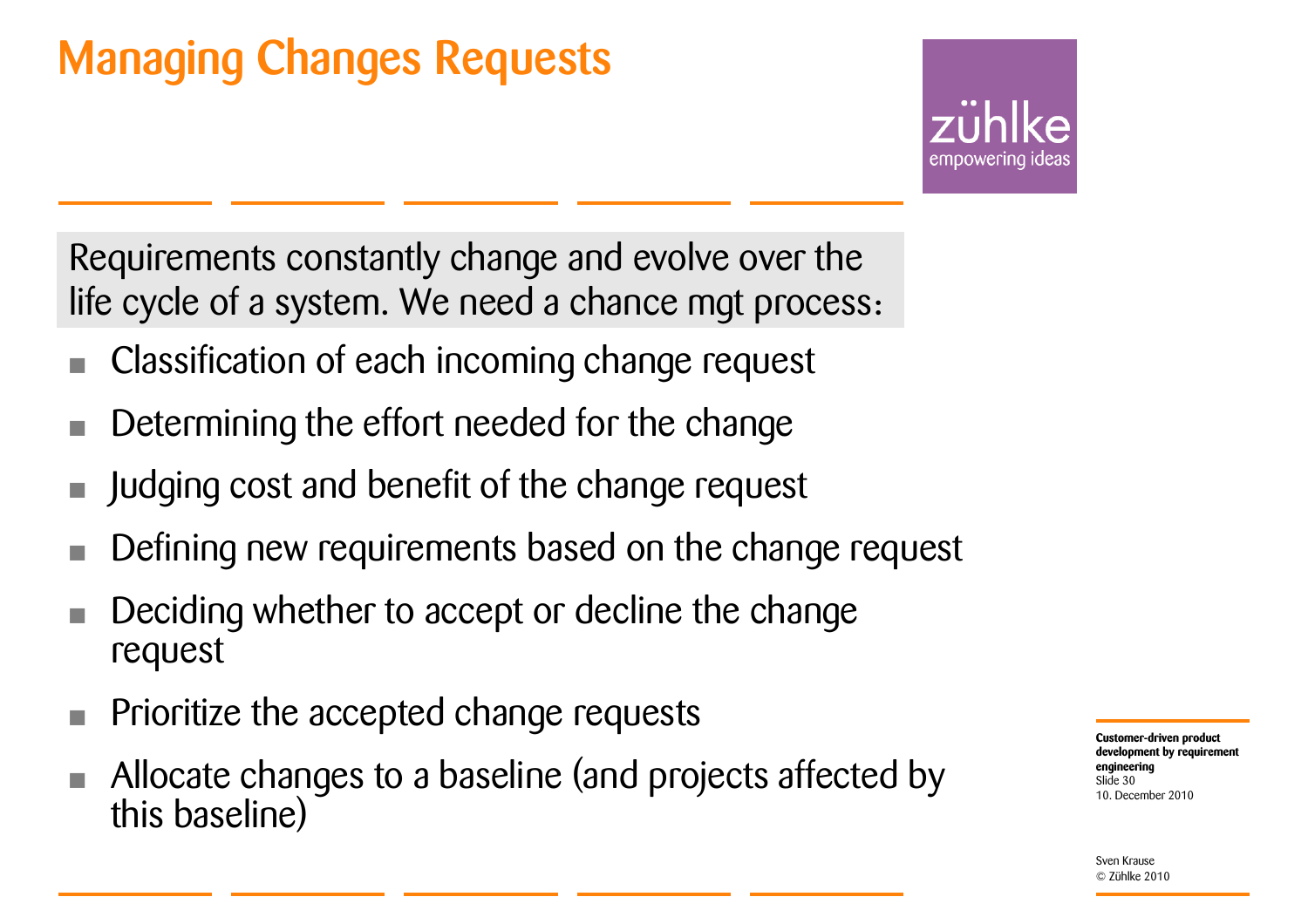# Managing Changes Requests

Requirements constantly change and evolve over the life cycle of a system. We need a chance mgt process:

- Classification of each incoming change request
- Determining the effort needed for the change
- Judging cost and benefit of the change request
- Defining new requirements based on the change request
- Deciding whether to accept or decline the change request
- Prioritize the accepted change requests
- Allocate changes to a baseline (and projects affected by this baseline)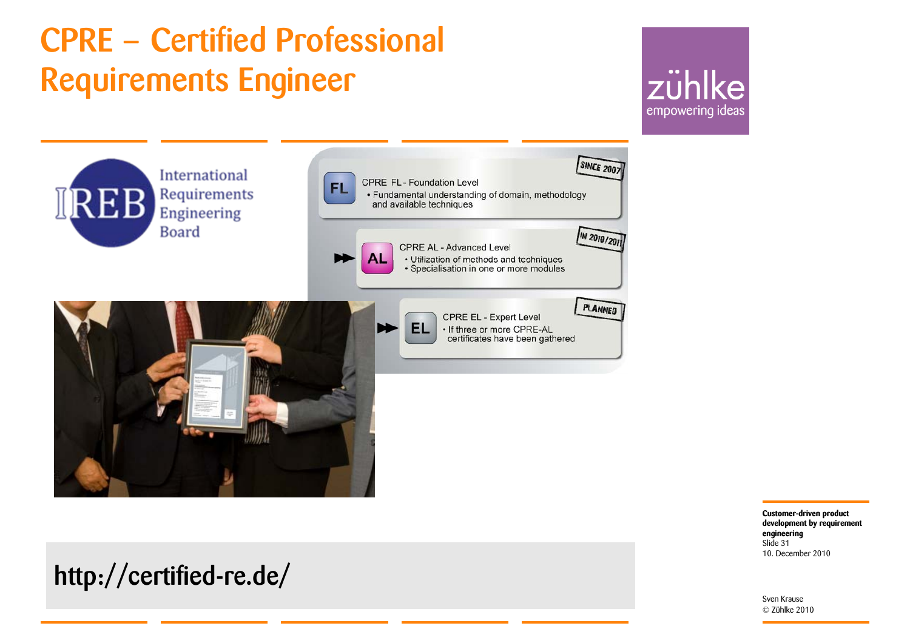# CPRE – Certified Professional Requirements Engineer

IREB International Requirements Engineering Board

**FL** CPRE FL - Foundation Level — SINCE 2007
- Fundamental understanding of domain, methodology and available techniques

**AL** CPRE AL - Advanced Level — IN 2010/2011
- Utilization of methods and techniques
- Specialisation in one or more modules

**EL** CPRE EL - Expert Level — PLANNED
- If three or more CPRE-AL certificates have been gathered

http://certified-re.de/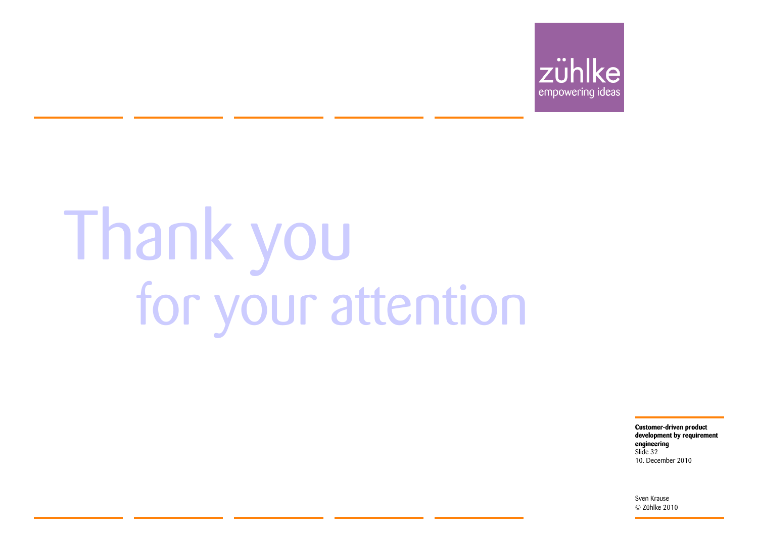zühlke
empowering ideas

# Thank you
## for your attention

**Customer-driven product development by requirement engineering**
Slide 32
10. December 2010

Sven Krause
© Zühlke 2010